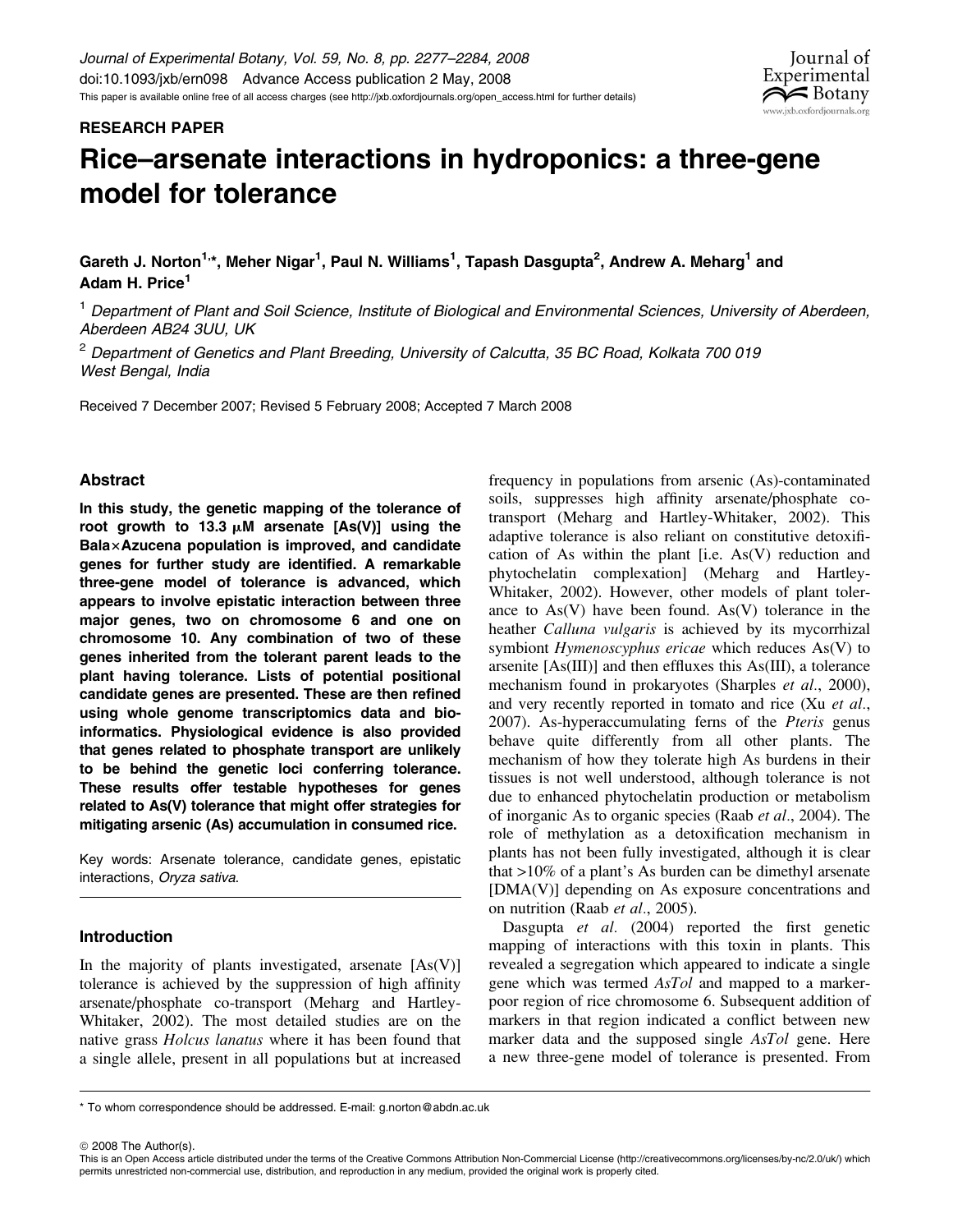RESEARCH PAPER

# Rice–arsenate interactions in hydroponics: a three-gene model for tolerance

**Gareth J. Norton[1,*], Meher Nigar[1], Paul N. Williams[1], Tapash Dasgupta[2], Andrew A. Meharg[1] and Adam H. Price[1]**

[1] *Department of Plant and Soil Science, Institute of Biological and Environmental Sciences, University of Aberdeen, Aberdeen AB24 3UU, UK*

[2] *Department of Genetics and Plant Breeding, University of Calcutta, 35 BC Road, Kolkata 700 019 West Bengal, India*

Received 7 December 2007; Revised 5 February 2008; Accepted 7 March 2008

## Abstract

**In this study, the genetic mapping of the tolerance of root growth to 13.3 μM arsenate [As(V)] using the Bala×Azucena population is improved, and candidate genes for further study are identified. A remarkable three-gene model of tolerance is advanced, which appears to involve epistatic interaction between three major genes, two on chromosome 6 and one on chromosome 10. Any combination of two of these genes inherited from the tolerant parent leads to the plant having tolerance. Lists of potential positional candidate genes are presented. These are then refined using whole genome transcriptomics data and bioinformatics. Physiological evidence is also provided that genes related to phosphate transport are unlikely to be behind the genetic loci conferring tolerance. These results offer testable hypotheses for genes related to As(V) tolerance that might offer strategies for mitigating arsenic (As) accumulation in consumed rice.**

Key words: Arsenate tolerance, candidate genes, epistatic interactions, *Oryza sativa*.

## Introduction

In the majority of plants investigated, arsenate [As(V)] tolerance is achieved by the suppression of high affinity arsenate/phosphate co-transport (Meharg and Hartley-Whitaker, 2002). The most detailed studies are on the native grass *Holcus lanatus* where it has been found that a single allele, present in all populations but at increased frequency in populations from arsenic (As)-contaminated soils, suppresses high affinity arsenate/phosphate co-transport (Meharg and Hartley-Whitaker, 2002). This adaptive tolerance is also reliant on constitutive detoxification of As within the plant [i.e. As(V) reduction and phytochelatin complexation] (Meharg and Hartley-Whitaker, 2002). However, other models of plant tolerance to As(V) have been found. As(V) tolerance in the heather *Calluna vulgaris* is achieved by its mycorrhizal symbiont *Hymenoscyphus ericae* which reduces As(V) to arsenite [As(III)] and then effluxes this As(III), a tolerance mechanism found in prokaryotes (Sharples *et al*., 2000), and very recently reported in tomato and rice (Xu *et al*., 2007). As-hyperaccumulating ferns of the *Pteris* genus behave quite differently from all other plants. The mechanism of how they tolerate high As burdens in their tissues is not well understood, although tolerance is not due to enhanced phytochelatin production or metabolism of inorganic As to organic species (Raab *et al*., 2004). The role of methylation as a detoxification mechanism in plants has not been fully investigated, although it is clear that >10% of a plant's As burden can be dimethyl arsenate [DMA(V)] depending on As exposure concentrations and on nutrition (Raab *et al*., 2005).

Dasgupta *et al*. (2004) reported the first genetic mapping of interactions with this toxin in plants. This revealed a segregation which appeared to indicate a single gene which was termed *AsTol* and mapped to a marker-poor region of rice chromosome 6. Subsequent addition of markers in that region indicated a conflict between new marker data and the supposed single *AsTol* gene. Here a new three-gene model of tolerance is presented. From

* To whom correspondence should be addressed. E-mail: g.norton@abdn.ac.uk

© 2008 The Author(s).
This is an Open Access article distributed under the terms of the Creative Commons Attribution Non-Commercial License (http://creativecommons.org/licenses/by-nc/2.0/uk/) which permits unrestricted non-commercial use, distribution, and reproduction in any medium, provided the original work is properly cited.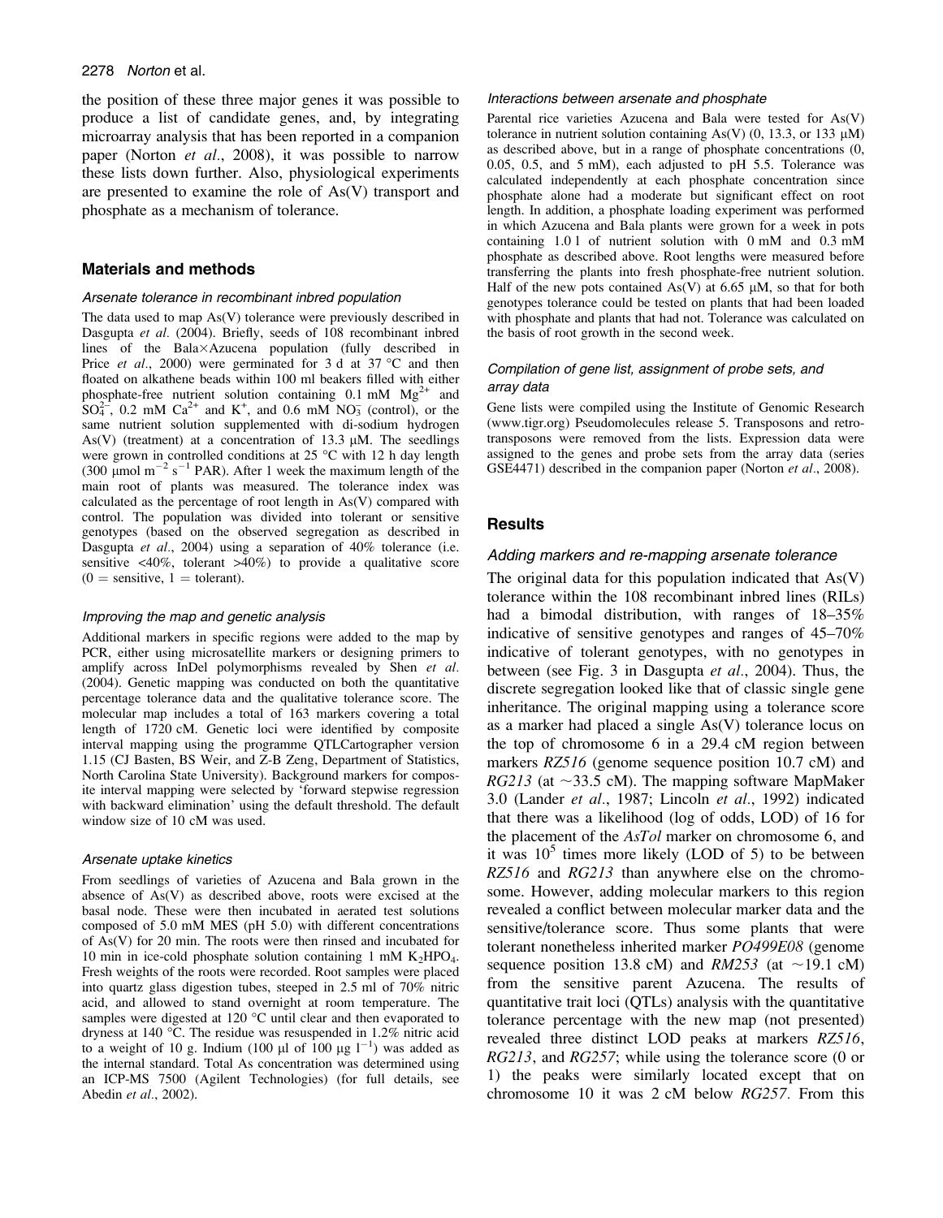the position of these three major genes it was possible to produce a list of candidate genes, and, by integrating microarray analysis that has been reported in a companion paper (Norton *et al*., 2008), it was possible to narrow these lists down further. Also, physiological experiments are presented to examine the role of As(V) transport and phosphate as a mechanism of tolerance.

## Materials and methods

### *Arsenate tolerance in recombinant inbred population*

The data used to map As(V) tolerance were previously described in Dasgupta *et al*. (2004). Briefly, seeds of 108 recombinant inbred lines of the Bala×Azucena population (fully described in Price *et al*., 2000) were germinated for 3 d at 37 °C and then floated on alkathene beads within 100 ml beakers filled with either phosphate-free nutrient solution containing 0.1 mM $Mg^{2+}$ and $SO_4^{2-}$, 0.2 mM $Ca^{2+}$ and $K^+$, and 0.6 mM $NO_3^-$ (control), or the same nutrient solution supplemented with di-sodium hydrogen As(V) (treatment) at a concentration of 13.3 μM. The seedlings were grown in controlled conditions at 25 °C with 12 h day length (300 μmol $m^{-2}$ $s^{-1}$ PAR). After 1 week the maximum length of the main root of plants was measured. The tolerance index was calculated as the percentage of root length in As(V) compared with control. The population was divided into tolerant or sensitive genotypes (based on the observed segregation as described in Dasgupta *et al*., 2004) using a separation of 40% tolerance (i.e. sensitive <40%, tolerant >40%) to provide a qualitative score (0 = sensitive, 1 = tolerant).

### *Improving the map and genetic analysis*

Additional markers in specific regions were added to the map by PCR, either using microsatellite markers or designing primers to amplify across InDel polymorphisms revealed by Shen *et al*. (2004). Genetic mapping was conducted on both the quantitative percentage tolerance data and the qualitative tolerance score. The molecular map includes a total of 163 markers covering a total length of 1720 cM. Genetic loci were identified by composite interval mapping using the programme QTLCartographer version 1.15 (CJ Basten, BS Weir, and Z-B Zeng, Department of Statistics, North Carolina State University). Background markers for composite interval mapping were selected by 'forward stepwise regression with backward elimination' using the default threshold. The default window size of 10 cM was used.

### *Arsenate uptake kinetics*

From seedlings of varieties of Azucena and Bala grown in the absence of As(V) as described above, roots were excised at the basal node. These were then incubated in aerated test solutions composed of 5.0 mM MES (pH 5.0) with different concentrations of As(V) for 20 min. The roots were then rinsed and incubated for 10 min in ice-cold phosphate solution containing 1 mM $K_2HPO_4$. Fresh weights of the roots were recorded. Root samples were placed into quartz glass digestion tubes, steeped in 2.5 ml of 70% nitric acid, and allowed to stand overnight at room temperature. The samples were digested at 120 °C until clear and then evaporated to dryness at 140 °C. The residue was resuspended in 1.2% nitric acid to a weight of 10 g. Indium (100 μl of 100 μg $l^{-1}$) was added as the internal standard. Total As concentration was determined using an ICP-MS 7500 (Agilent Technologies) (for full details, see Abedin *et al*., 2002).

### *Interactions between arsenate and phosphate*

Parental rice varieties Azucena and Bala were tested for As(V) tolerance in nutrient solution containing As(V) (0, 13.3, or 133 μM) as described above, but in a range of phosphate concentrations (0, 0.05, 0.5, and 5 mM), each adjusted to pH 5.5. Tolerance was calculated independently at each phosphate concentration since phosphate alone had a moderate but significant effect on root length. In addition, a phosphate loading experiment was performed in which Azucena and Bala plants were grown for a week in pots containing 1.0 l of nutrient solution with 0 mM and 0.3 mM phosphate as described above. Root lengths were measured before transferring the plants into fresh phosphate-free nutrient solution. Half of the new pots contained As(V) at 6.65 μM, so that for both genotypes tolerance could be tested on plants that had been loaded with phosphate and plants that had not. Tolerance was calculated on the basis of root growth in the second week.

### *Compilation of gene list, assignment of probe sets, and array data*

Gene lists were compiled using the Institute of Genomic Research (www.tigr.org) Pseudomolecules release 5. Transposons and retrotransposons were removed from the lists. Expression data were assigned to the genes and probe sets from the array data (series GSE4471) described in the companion paper (Norton *et al*., 2008).

## Results

### *Adding markers and re-mapping arsenate tolerance*

The original data for this population indicated that As(V) tolerance within the 108 recombinant inbred lines (RILs) had a bimodal distribution, with ranges of 18–35% indicative of sensitive genotypes and ranges of 45–70% indicative of tolerant genotypes, with no genotypes in between (see Fig. 3 in Dasgupta *et al*., 2004). Thus, the discrete segregation looked like that of classic single gene inheritance. The original mapping using a tolerance score as a marker had placed a single As(V) tolerance locus on the top of chromosome 6 in a 29.4 cM region between markers *RZ516* (genome sequence position 10.7 cM) and *RG213* (at ~33.5 cM). The mapping software MapMaker 3.0 (Lander *et al*., 1987; Lincoln *et al*., 1992) indicated that there was a likelihood (log of odds, LOD) of 16 for the placement of the *AsTol* marker on chromosome 6, and it was $10^5$ times more likely (LOD of 5) to be between *RZ516* and *RG213* than anywhere else on the chromosome. However, adding molecular markers to this region revealed a conflict between molecular marker data and the sensitive/tolerance score. Thus some plants that were tolerant nonetheless inherited marker *PO499E08* (genome sequence position 13.8 cM) and *RM253* (at ~19.1 cM) from the sensitive parent Azucena. The results of quantitative trait loci (QTLs) analysis with the quantitative tolerance percentage with the new map (not presented) revealed three distinct LOD peaks at markers *RZ516*, *RG213*, and *RG257*; while using the tolerance score (0 or 1) the peaks were similarly located except that on chromosome 10 it was 2 cM below *RG257*. From this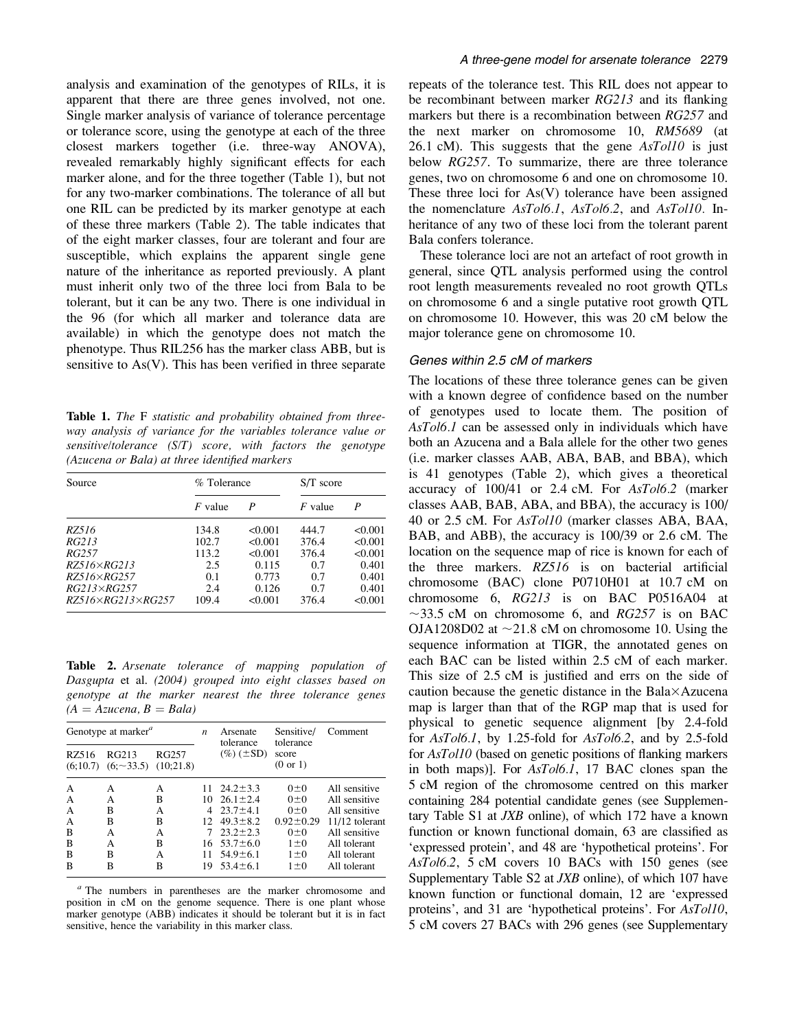analysis and examination of the genotypes of RILs, it is apparent that there are three genes involved, not one. Single marker analysis of variance of tolerance percentage or tolerance score, using the genotype at each of the three closest markers together (i.e. three-way ANOVA), revealed remarkably highly significant effects for each marker alone, and for the three together (Table 1), but not for any two-marker combinations. The tolerance of all but one RIL can be predicted by its marker genotype at each of these three markers (Table 2). The table indicates that of the eight marker classes, four are tolerant and four are susceptible, which explains the apparent single gene nature of the inheritance as reported previously. A plant must inherit only two of the three loci from Bala to be tolerant, but it can be any two. There is one individual in the 96 (for which all marker and tolerance data are available) in which the genotype does not match the phenotype. Thus RIL256 has the marker class ABB, but is sensitive to As(V). This has been verified in three separate repeats of the tolerance test. This RIL does not appear to be recombinant between marker *RG213* and its flanking markers but there is a recombination between *RG257* and the next marker on chromosome 10, *RM5689* (at 26.1 cM). This suggests that the gene *AsTol10* is just below *RG257*. To summarize, there are three tolerance genes, two on chromosome 6 and one on chromosome 10. These three loci for As(V) tolerance have been assigned the nomenclature *AsTol6.1*, *AsTol6.2*, and *AsTol10*. Inheritance of any two of these loci from the tolerant parent Bala confers tolerance.

**Table 1.** *The* F *statistic and probability obtained from three-way analysis of variance for the variables tolerance value or sensitive/tolerance (S/T) score, with factors the genotype (Azucena or Bala) at three identified markers*

| Source | % Tolerance | | S/T score | |
|---|---|---|---|---|
| | *F* value | *P* | *F* value | *P* |
| *RZ516* | 134.8 | <0.001 | 444.7 | <0.001 |
| *RG213* | 102.7 | <0.001 | 376.4 | <0.001 |
| *RG257* | 113.2 | <0.001 | 376.4 | <0.001 |
| *RZ516×RG213* | 2.5 | 0.115 | 0.7 | 0.401 |
| *RZ516×RG257* | 0.1 | 0.773 | 0.7 | 0.401 |
| *RG213×RG257* | 2.4 | 0.126 | 0.7 | 0.401 |
| *RZ516×RG213×RG257* | 109.4 | <0.001 | 376.4 | <0.001 |

**Table 2.** *Arsenate tolerance of mapping population of Dasgupta* et al. *(2004) grouped into eight classes based on genotype at the marker nearest the three tolerance genes (A = Azucena, B = Bala)*

| Genotype at marker[a] | | | *n* | Arsenate tolerance (%) (±SD) | Sensitive/ tolerance score (0 or 1) | Comment |
|---|---|---|---|---|---|---|
| RZ516 (6;10.7) | RG213 (6;~33.5) | RG257 (10;21.8) | | | | |
| A | A | A | 11 | 24.2±3.3 | 0±0 | All sensitive |
| A | A | B | 10 | 26.1±2.4 | 0±0 | All sensitive |
| A | B | A | 4 | 23.7±4.1 | 0±0 | All sensitive |
| A | B | B | 12 | 49.3±8.2 | 0.92±0.29 | 11/12 tolerant |
| B | A | A | 7 | 23.2±2.3 | 0±0 | All sensitive |
| B | A | B | 16 | 53.7±6.0 | 1±0 | All tolerant |
| B | B | A | 11 | 54.9±6.1 | 1±0 | All tolerant |
| B | B | B | 19 | 53.4±6.1 | 1±0 | All tolerant |

[a] The numbers in parentheses are the marker chromosome and position in cM on the genome sequence. There is one plant whose marker genotype (ABB) indicates it should be tolerant but it is in fact sensitive, hence the variability in this marker class.

These tolerance loci are not an artefact of root growth in general, since QTL analysis performed using the control root length measurements revealed no root growth QTLs on chromosome 6 and a single putative root growth QTL on chromosome 10. However, this was 20 cM below the major tolerance gene on chromosome 10.

### Genes within 2.5 cM of markers

The locations of these three tolerance genes can be given with a known degree of confidence based on the number of genotypes used to locate them. The position of *AsTol6.1* can be assessed only in individuals which have both an Azucena and a Bala allele for the other two genes (i.e. marker classes AAB, ABA, BAB, and BBA), which is 41 genotypes (Table 2), which gives a theoretical accuracy of 100/41 or 2.4 cM. For *AsTol6.2* (marker classes AAB, BAB, ABA, and BBA), the accuracy is 100/40 or 2.5 cM. For *AsTol10* (marker classes ABA, BAA, BAB, and ABB), the accuracy is 100/39 or 2.6 cM. The location on the sequence map of rice is known for each of the three markers. *RZ516* is on bacterial artificial chromosome (BAC) clone P0710H01 at 10.7 cM on chromosome 6, *RG213* is on BAC P0516A04 at ~33.5 cM on chromosome 6, and *RG257* is on BAC OJA1208D02 at ~21.8 cM on chromosome 10. Using the sequence information at TIGR, the annotated genes on each BAC can be listed within 2.5 cM of each marker. This size of 2.5 cM is justified and errs on the side of caution because the genetic distance in the Bala×Azucena map is larger than that of the RGP map that is used for physical to genetic sequence alignment [by 2.4-fold for *AsTol6.1*, by 1.25-fold for *AsTol6.2*, and by 2.5-fold for *AsTol10* (based on genetic positions of flanking markers in both maps)]. For *AsTol6.1*, 17 BAC clones span the 5 cM region of the chromosome centred on this marker containing 284 potential candidate genes (see Supplementary Table S1 at *JXB* online), of which 172 have a known function or known functional domain, 63 are classified as 'expressed protein', and 48 are 'hypothetical proteins'. For *AsTol6.2*, 5 cM covers 10 BACs with 150 genes (see Supplementary Table S2 at *JXB* online), of which 107 have known function or functional domain, 12 are 'expressed proteins', and 31 are 'hypothetical proteins'. For *AsTol10*, 5 cM covers 27 BACs with 296 genes (see Supplementary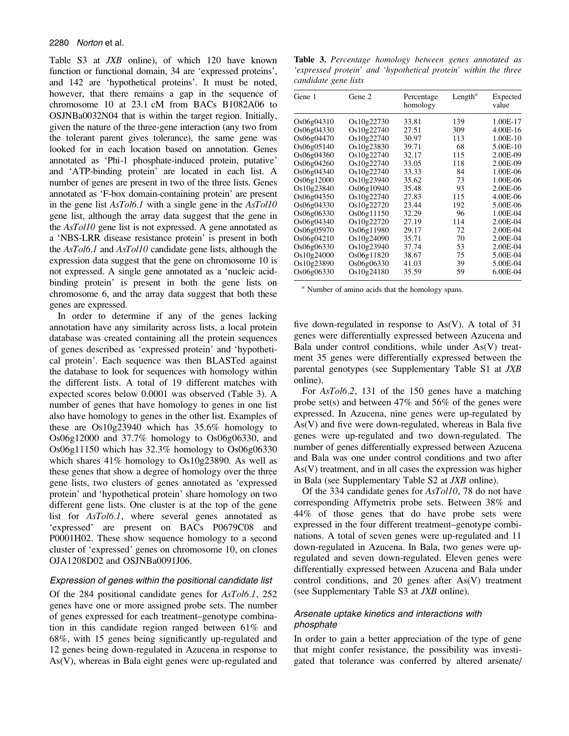Table S3 at *JXB* online), of which 120 have known function or functional domain, 34 are 'expressed proteins', and 142 are 'hypothetical proteins'. It must be noted, however, that there remains a gap in the sequence of chromosome 10 at 23.1 cM from BACs B1082A06 to OSJNBa0032N04 that is within the target region. Initially, given the nature of the three-gene interaction (any two from the tolerant parent gives tolerance), the same gene was looked for in each location based on annotation. Genes annotated as 'Phi-1 phosphate-induced protein, putative' and 'ATP-binding protein' are located in each list. A number of genes are present in two of the three lists. Genes annotated as 'F-box domain-containing protein' are present in the gene list *AsTol6.1* with a single gene in the *AsTol10* gene list, although the array data suggest that the gene in the *AsTol10* gene list is not expressed. A gene annotated as a 'NBS-LRR disease resistance protein' is present in both the *AsTol6.1* and *AsTol10* candidate gene lists, although the expression data suggest that the gene on chromosome 10 is not expressed. A single gene annotated as a 'nucleic acid-binding protein' is present in both the gene lists on chromosome 6, and the array data suggest that both these genes are expressed.

In order to determine if any of the genes lacking annotation have any similarity across lists, a local protein database was created containing all the protein sequences of genes described as 'expressed protein' and 'hypothetical protein'. Each sequence was then BLASTed against the database to look for sequences with homology within the different lists. A total of 19 different matches with expected scores below 0.0001 was observed (Table 3). A number of genes that have homology to genes in one list also have homology to genes in the other list. Examples of these are Os10g23940 which has 35.6% homology to Os06g12000 and 37.7% homology to Os06g06330, and Os06g11150 which has 32.3% homology to Os06g06330 which shares 41% homology to Os10g23890. As well as these genes that show a degree of homology over the three gene lists, two clusters of genes annotated as 'expressed protein' and 'hypothetical protein' share homology on two different gene lists. One cluster is at the top of the gene list for *AsTol6.1*, where several genes annotated as 'expressed' are present on BACs P0679C08 and P0001H02. These show sequence homology to a second cluster of 'expressed' genes on chromosome 10, on clones OJA1208D02 and OSJNBa0091J06.

**Table 3.** *Percentage homology between genes annotated as 'expressed protein' and 'hypothetical protein' within the three candidate gene lists*

| Gene 1 | Gene 2 | Percentage homology | Length[a] | Expected value |
|---|---|---|---|---|
| Os06g04310 | Os10g22730 | 33.81 | 139 | 1.00E-17 |
| Os06g04330 | Os10g22740 | 27.51 | 309 | 4.00E-16 |
| Os06g04470 | Os10g22740 | 30.97 | 113 | 1.00E-10 |
| Os06g05140 | Os10g23830 | 39.71 | 68 | 5.00E-10 |
| Os06g04360 | Os10g22740 | 32.17 | 115 | 2.00E-09 |
| Os06g04260 | Os10g22740 | 33.05 | 118 | 2.00E-09 |
| Os06g04340 | Os10g22740 | 33.33 | 84 | 1.00E-06 |
| Os06g12000 | Os10g23940 | 35.62 | 73 | 1.00E-06 |
| Os10g23840 | Os06g10940 | 35.48 | 93 | 2.00E-06 |
| Os06g04350 | Os10g22740 | 27.83 | 115 | 4.00E-06 |
| Os06g04330 | Os10g22720 | 23.44 | 192 | 5.00E-06 |
| Os06g06330 | Os06g11150 | 32.29 | 96 | 1.00E-04 |
| Os06g04340 | Os10g22720 | 27.19 | 114 | 2.00E-04 |
| Os06g05970 | Os06g11980 | 29.17 | 72 | 2.00E-04 |
| Os06g04210 | Os10g24090 | 35.71 | 70 | 2.00E-04 |
| Os06g06330 | Os10g23940 | 37.74 | 53 | 2.00E-04 |
| Os10g24000 | Os06g11820 | 38.67 | 75 | 5.00E-04 |
| Os10g23890 | Os06g06330 | 41.03 | 39 | 5.00E-04 |
| Os06g06330 | Os10g24180 | 35.59 | 59 | 6.00E-04 |

[a] Number of amino acids that the homology spans.

### Expression of genes within the positional candidate list

Of the 284 positional candidate genes for *AsTol6.1*, 252 genes have one or more assigned probe sets. The number of genes expressed for each treatment–genotype combination in this candidate region ranged between 61% and 68%, with 15 genes being significantly up-regulated and 12 genes being down-regulated in Azucena in response to As(V), whereas in Bala eight genes were up-regulated and five down-regulated in response to As(V). A total of 31 genes were differentially expressed between Azucena and Bala under control conditions, while under As(V) treatment 35 genes were differentially expressed between the parental genotypes (see Supplementary Table S1 at *JXB* online).

For *AsTol6.2*, 131 of the 150 genes have a matching probe set(s) and between 47% and 56% of the genes were expressed. In Azucena, nine genes were up-regulated by As(V) and five were down-regulated, whereas in Bala five genes were up-regulated and two down-regulated. The number of genes differentially expressed between Azucena and Bala was one under control conditions and two after As(V) treatment, and in all cases the expression was higher in Bala (see Supplementary Table S2 at *JXB* online).

Of the 334 candidate genes for *AsTol10*, 78 do not have corresponding Affymetrix probe sets. Between 38% and 44% of those genes that do have probe sets were expressed in the four different treatment–genotype combinations. A total of seven genes were up-regulated and 11 down-regulated in Azucena. In Bala, two genes were up-regulated and seven down-regulated. Eleven genes were differentially expressed between Azucena and Bala under control conditions, and 20 genes after As(V) treatment (see Supplementary Table S3 at *JXB* online).

### Arsenate uptake kinetics and interactions with phosphate

In order to gain a better appreciation of the type of gene that might confer resistance, the possibility was investigated that tolerance was conferred by altered arsenate/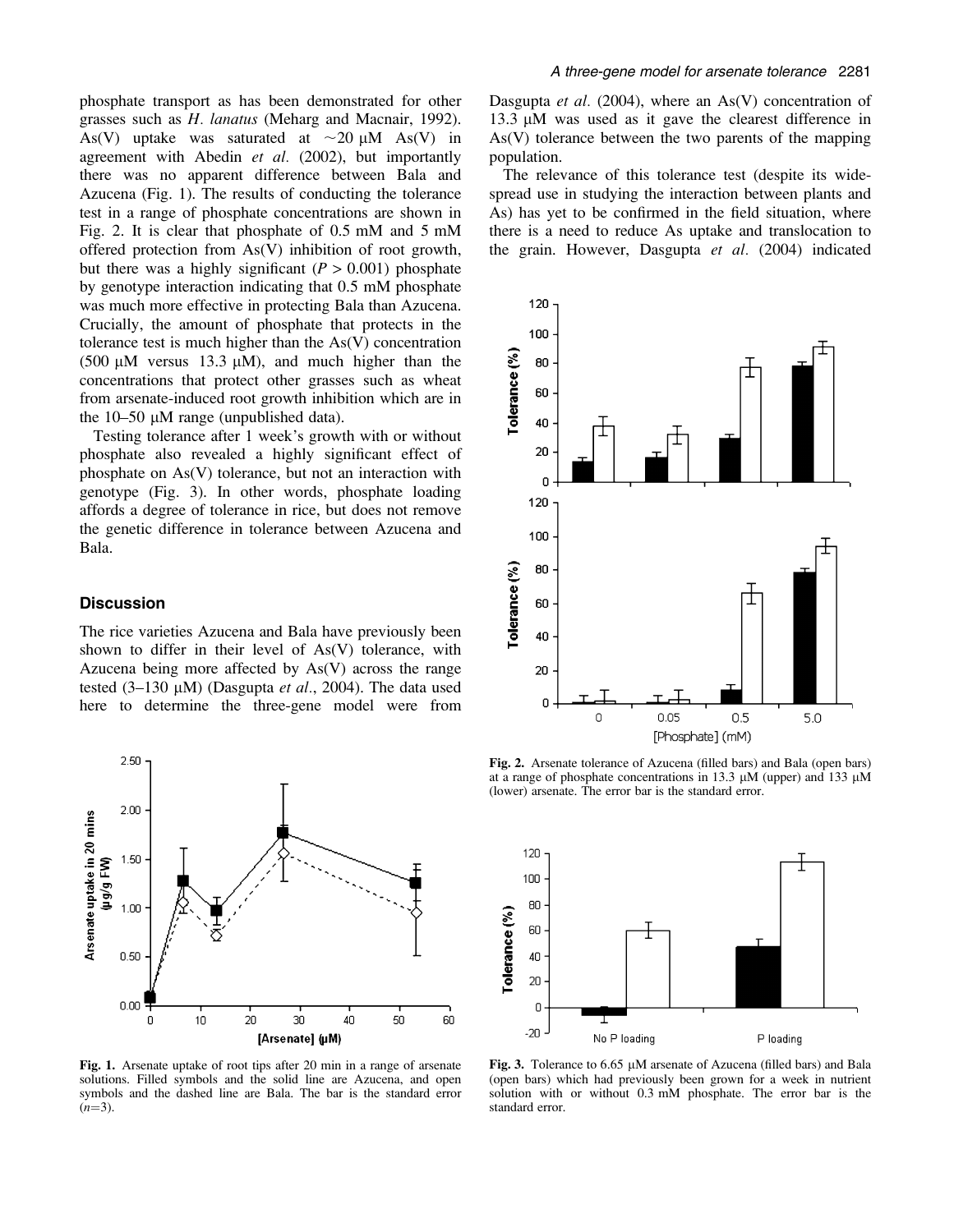phosphate transport as has been demonstrated for other grasses such as *H. lanatus* (Meharg and Macnair, 1992). As(V) uptake was saturated at $\sim$20 μM As(V) in agreement with Abedin *et al.* (2002), but importantly there was no apparent difference between Bala and Azucena (Fig. 1). The results of conducting the tolerance test in a range of phosphate concentrations are shown in Fig. 2. It is clear that phosphate of 0.5 mM and 5 mM offered protection from As(V) inhibition of root growth, but there was a highly significant ($P > 0.001$) phosphate by genotype interaction indicating that 0.5 mM phosphate was much more effective in protecting Bala than Azucena. Crucially, the amount of phosphate that protects in the tolerance test is much higher than the As(V) concentration (500 μM versus 13.3 μM), and much higher than the concentrations that protect other grasses such as wheat from arsenate-induced root growth inhibition which are in the 10–50 μM range (unpublished data).

Testing tolerance after 1 week's growth with or without phosphate also revealed a highly significant effect of phosphate on As(V) tolerance, but not an interaction with genotype (Fig. 3). In other words, phosphate loading affords a degree of tolerance in rice, but does not remove the genetic difference in tolerance between Azucena and Bala.

## Discussion

The rice varieties Azucena and Bala have previously been shown to differ in their level of As(V) tolerance, with Azucena being more affected by As(V) across the range tested (3–130 μM) (Dasgupta *et al.*, 2004). The data used here to determine the three-gene model were from Dasgupta *et al.* (2004), where an As(V) concentration of 13.3 μM was used as it gave the clearest difference in As(V) tolerance between the two parents of the mapping population.

The relevance of this tolerance test (despite its widespread use in studying the interaction between plants and As) has yet to be confirmed in the field situation, where there is a need to reduce As uptake and translocation to the grain. However, Dasgupta *et al.* (2004) indicated

**Fig. 1.** Arsenate uptake of root tips after 20 min in a range of arsenate solutions. Filled symbols and the solid line are Azucena, and open symbols and the dashed line are Bala. The bar is the standard error ($n$=3).

**Fig. 2.** Arsenate tolerance of Azucena (filled bars) and Bala (open bars) at a range of phosphate concentrations in 13.3 μM (upper) and 133 μM (lower) arsenate. The error bar is the standard error.

**Fig. 3.** Tolerance to 6.65 μM arsenate of Azucena (filled bars) and Bala (open bars) which had previously been grown for a week in nutrient solution with or without 0.3 mM phosphate. The error bar is the standard error.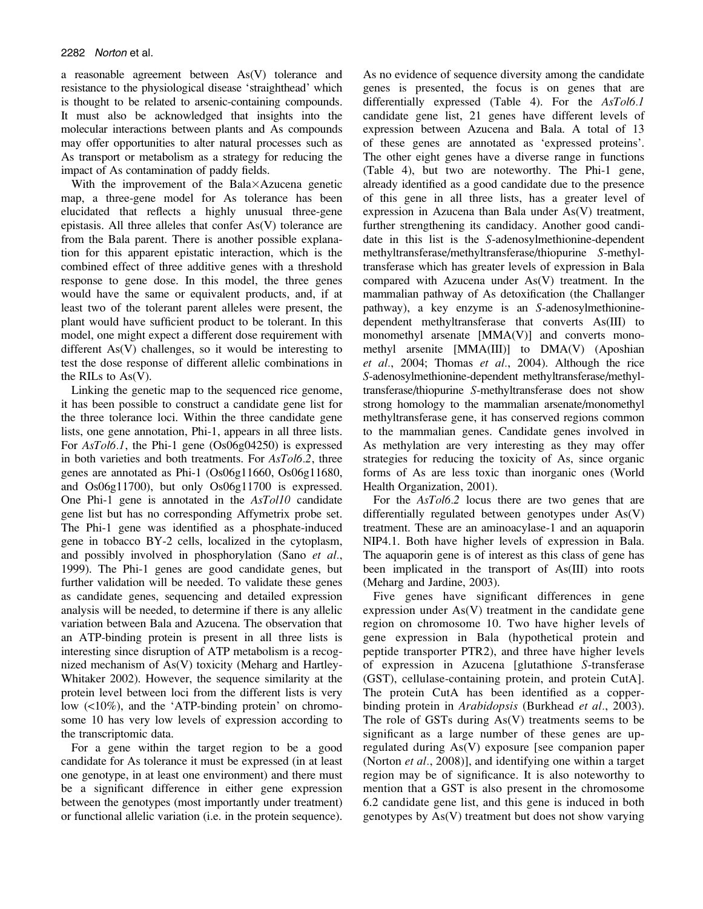a reasonable agreement between As(V) tolerance and resistance to the physiological disease 'straighthead' which is thought to be related to arsenic-containing compounds. It must also be acknowledged that insights into the molecular interactions between plants and As compounds may offer opportunities to alter natural processes such as As transport or metabolism as a strategy for reducing the impact of As contamination of paddy fields.

With the improvement of the Bala×Azucena genetic map, a three-gene model for As tolerance has been elucidated that reflects a highly unusual three-gene epistasis. All three alleles that confer As(V) tolerance are from the Bala parent. There is another possible explanation for this apparent epistatic interaction, which is the combined effect of three additive genes with a threshold response to gene dose. In this model, the three genes would have the same or equivalent products, and, if at least two of the tolerant parent alleles were present, the plant would have sufficient product to be tolerant. In this model, one might expect a different dose requirement with different As(V) challenges, so it would be interesting to test the dose response of different allelic combinations in the RILs to As(V).

Linking the genetic map to the sequenced rice genome, it has been possible to construct a candidate gene list for the three tolerance loci. Within the three candidate gene lists, one gene annotation, Phi-1, appears in all three lists. For *AsTol6.1*, the Phi-1 gene (Os06g04250) is expressed in both varieties and both treatments. For *AsTol6.2*, three genes are annotated as Phi-1 (Os06g11660, Os06g11680, and Os06g11700), but only Os06g11700 is expressed. One Phi-1 gene is annotated in the *AsTol10* candidate gene list but has no corresponding Affymetrix probe set. The Phi-1 gene was identified as a phosphate-induced gene in tobacco BY-2 cells, localized in the cytoplasm, and possibly involved in phosphorylation (Sano *et al*., 1999). The Phi-1 genes are good candidate genes, but further validation will be needed. To validate these genes as candidate genes, sequencing and detailed expression analysis will be needed, to determine if there is any allelic variation between Bala and Azucena. The observation that an ATP-binding protein is present in all three lists is interesting since disruption of ATP metabolism is a recognized mechanism of As(V) toxicity (Meharg and Hartley-Whitaker 2002). However, the sequence similarity at the protein level between loci from the different lists is very low (<10%), and the 'ATP-binding protein' on chromosome 10 has very low levels of expression according to the transcriptomic data.

For a gene within the target region to be a good candidate for As tolerance it must be expressed (in at least one genotype, in at least one environment) and there must be a significant difference in either gene expression between the genotypes (most importantly under treatment) or functional allelic variation (i.e. in the protein sequence). As no evidence of sequence diversity among the candidate genes is presented, the focus is on genes that are differentially expressed (Table 4). For the *AsTol6.1* candidate gene list, 21 genes have different levels of expression between Azucena and Bala. A total of 13 of these genes are annotated as 'expressed proteins'. The other eight genes have a diverse range in functions (Table 4), but two are noteworthy. The Phi-1 gene, already identified as a good candidate due to the presence of this gene in all three lists, has a greater level of expression in Azucena than Bala under As(V) treatment, further strengthening its candidacy. Another good candidate in this list is the *S*-adenosylmethionine-dependent methyltransferase/methyltransferase/thiopurine *S*-methyltransferase which has greater levels of expression in Bala compared with Azucena under As(V) treatment. In the mammalian pathway of As detoxification (the Challanger pathway), a key enzyme is an *S*-adenosylmethionine-dependent methyltransferase that converts As(III) to monomethyl arsenate [MMA(V)] and converts monomethyl arsenite [MMA(III)] to DMA(V) (Aposhian *et al*., 2004; Thomas *et al*., 2004). Although the rice *S*-adenosylmethionine-dependent methyltransferase/methyltransferase/thiopurine *S*-methyltransferase does not show strong homology to the mammalian arsenate/monomethyl methyltransferase gene, it has conserved regions common to the mammalian genes. Candidate genes involved in As methylation are very interesting as they may offer strategies for reducing the toxicity of As, since organic forms of As are less toxic than inorganic ones (World Health Organization, 2001).

For the *AsTol6.2* locus there are two genes that are differentially regulated between genotypes under As(V) treatment. These are an aminoacylase-1 and an aquaporin NIP4.1. Both have higher levels of expression in Bala. The aquaporin gene is of interest as this class of gene has been implicated in the transport of As(III) into roots (Meharg and Jardine, 2003).

Five genes have significant differences in gene expression under As(V) treatment in the candidate gene region on chromosome 10. Two have higher levels of gene expression in Bala (hypothetical protein and peptide transporter PTR2), and three have higher levels of expression in Azucena [glutathione *S*-transferase (GST), cellulase-containing protein, and protein CutA]. The protein CutA has been identified as a copper-binding protein in *Arabidopsis* (Burkhead *et al*., 2003). The role of GSTs during As(V) treatments seems to be significant as a large number of these genes are up-regulated during As(V) exposure [see companion paper (Norton *et al*., 2008)], and identifying one within a target region may be of significance. It is also noteworthy to mention that a GST is also present in the chromosome 6.2 candidate gene list, and this gene is induced in both genotypes by As(V) treatment but does not show varying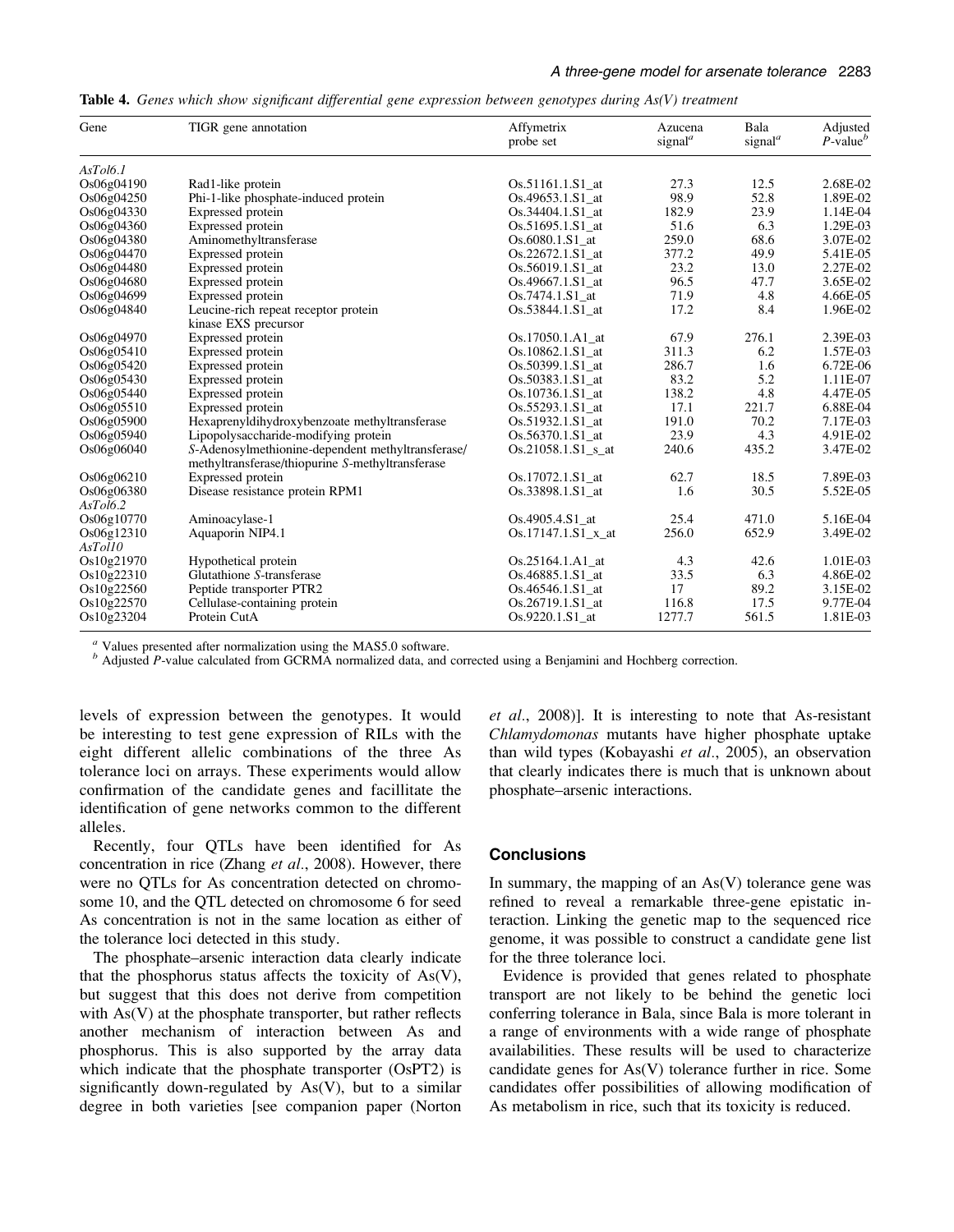**Table 4.** *Genes which show significant differential gene expression between genotypes during As(V) treatment*

| Gene | TIGR gene annotation | Affymetrix probe set | Azucena signal[a] | Bala signal[a] | Adjusted *P*-value[b] |
|---|---|---|---|---|---|
| *AsTol6.1* | | | | | |
| Os06g04190 | Rad1-like protein | Os.51161.1.S1_at | 27.3 | 12.5 | 2.68E-02 |
| Os06g04250 | Phi-1-like phosphate-induced protein | Os.49653.1.S1_at | 98.9 | 52.8 | 1.89E-02 |
| Os06g04330 | Expressed protein | Os.34404.1.S1_at | 182.9 | 23.9 | 1.14E-04 |
| Os06g04360 | Expressed protein | Os.51695.1.S1_at | 51.6 | 6.3 | 1.29E-03 |
| Os06g04380 | Aminomethyltransferase | Os.6080.1.S1_at | 259.0 | 68.6 | 3.07E-02 |
| Os06g04470 | Expressed protein | Os.22672.1.S1_at | 377.2 | 49.9 | 5.41E-05 |
| Os06g04480 | Expressed protein | Os.56019.1.S1_at | 23.2 | 13.0 | 2.27E-02 |
| Os06g04680 | Expressed protein | Os.49667.1.S1_at | 96.5 | 47.7 | 3.65E-02 |
| Os06g04699 | Expressed protein | Os.7474.1.S1_at | 71.9 | 4.8 | 4.66E-05 |
| Os06g04840 | Leucine-rich repeat receptor protein kinase EXS precursor | Os.53844.1.S1_at | 17.2 | 8.4 | 1.96E-02 |
| Os06g04970 | Expressed protein | Os.17050.1.A1_at | 67.9 | 276.1 | 2.39E-03 |
| Os06g05410 | Expressed protein | Os.10862.1.S1_at | 311.3 | 6.2 | 1.57E-03 |
| Os06g05420 | Expressed protein | Os.50399.1.S1_at | 286.7 | 1.6 | 6.72E-06 |
| Os06g05430 | Expressed protein | Os.50383.1.S1_at | 83.2 | 5.2 | 1.11E-07 |
| Os06g05440 | Expressed protein | Os.10736.1.S1_at | 138.2 | 4.8 | 4.47E-05 |
| Os06g05510 | Expressed protein | Os.55293.1.S1_at | 17.1 | 221.7 | 6.88E-04 |
| Os06g05900 | Hexaprenyldihydroxybenzoate methyltransferase | Os.51932.1.S1_at | 191.0 | 70.2 | 7.17E-03 |
| Os06g05940 | Lipopolysaccharide-modifying protein | Os.56370.1.S1_at | 23.9 | 4.3 | 4.91E-02 |
| Os06g06040 | *S*-Adenosylmethionine-dependent methyltransferase/ methyltransferase/thiopurine *S*-methyltransferase | Os.21058.1.S1_s_at | 240.6 | 435.2 | 3.47E-02 |
| Os06g06210 | Expressed protein | Os.17072.1.S1_at | 62.7 | 18.5 | 7.89E-03 |
| Os06g06380 | Disease resistance protein RPM1 | Os.33898.1.S1_at | 1.6 | 30.5 | 5.52E-05 |
| *AsTol6.2* | | | | | |
| Os06g10770 | Aminoacylase-1 | Os.4905.4.S1_at | 25.4 | 471.0 | 5.16E-04 |
| Os06g12310 | Aquaporin NIP4.1 | Os.17147.1.S1_x_at | 256.0 | 652.9 | 3.49E-02 |
| *AsTol10* | | | | | |
| Os10g21970 | Hypothetical protein | Os.25164.1.A1_at | 4.3 | 42.6 | 1.01E-03 |
| Os10g22310 | Glutathione *S*-transferase | Os.46885.1.S1_at | 33.5 | 6.3 | 4.86E-02 |
| Os10g22560 | Peptide transporter PTR2 | Os.46546.1.S1_at | 17 | 89.2 | 3.15E-02 |
| Os10g22570 | Cellulase-containing protein | Os.26719.1.S1_at | 116.8 | 17.5 | 9.77E-04 |
| Os10g23204 | Protein CutA | Os.9220.1.S1_at | 1277.7 | 561.5 | 1.81E-03 |

[a] Values presented after normalization using the MAS5.0 software.
[b] Adjusted *P*-value calculated from GCRMA normalized data, and corrected using a Benjamini and Hochberg correction.

levels of expression between the genotypes. It would be interesting to test gene expression of RILs with the eight different allelic combinations of the three As tolerance loci on arrays. These experiments would allow confirmation of the candidate genes and facillitate the identification of gene networks common to the different alleles.

Recently, four QTLs have been identified for As concentration in rice (Zhang *et al.*, 2008). However, there were no QTLs for As concentration detected on chromosome 10, and the QTL detected on chromosome 6 for seed As concentration is not in the same location as either of the tolerance loci detected in this study.

The phosphate–arsenic interaction data clearly indicate that the phosphorus status affects the toxicity of As(V), but suggest that this does not derive from competition with As(V) at the phosphate transporter, but rather reflects another mechanism of interaction between As and phosphorus. This is also supported by the array data which indicate that the phosphate transporter (OsPT2) is significantly down-regulated by As(V), but to a similar degree in both varieties [see companion paper (Norton *et al.*, 2008)]. It is interesting to note that As-resistant *Chlamydomonas* mutants have higher phosphate uptake than wild types (Kobayashi *et al.*, 2005), an observation that clearly indicates there is much that is unknown about phosphate–arsenic interactions.

## Conclusions

In summary, the mapping of an As(V) tolerance gene was refined to reveal a remarkable three-gene epistatic interaction. Linking the genetic map to the sequenced rice genome, it was possible to construct a candidate gene list for the three tolerance loci.

Evidence is provided that genes related to phosphate transport are not likely to be behind the genetic loci conferring tolerance in Bala, since Bala is more tolerant in a range of environments with a wide range of phosphate availabilities. These results will be used to characterize candidate genes for As(V) tolerance further in rice. Some candidates offer possibilities of allowing modification of As metabolism in rice, such that its toxicity is reduced.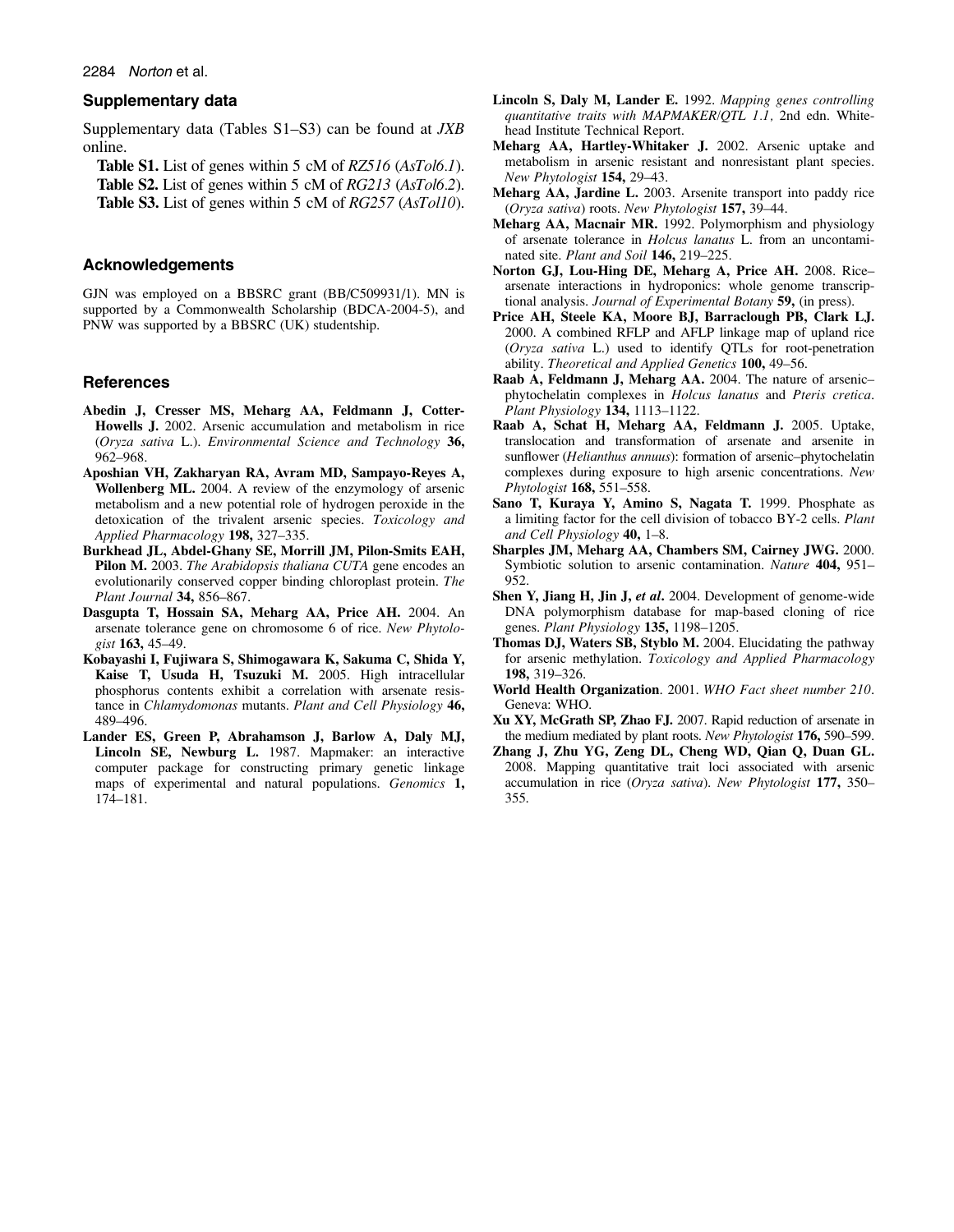## Supplementary data

Supplementary data (Tables S1–S3) can be found at *JXB* online.

**Table S1.** List of genes within 5 cM of *RZ516* (*AsTol6.1*).

**Table S2.** List of genes within 5 cM of *RG213* (*AsTol6.2*).

**Table S3.** List of genes within 5 cM of *RG257* (*AsTol10*).

## Acknowledgements

GJN was employed on a BBSRC grant (BB/C509931/1). MN is supported by a Commonwealth Scholarship (BDCA-2004-5), and PNW was supported by a BBSRC (UK) studentship.

## References

**Abedin J, Cresser MS, Meharg AA, Feldmann J, Cotter-Howells J.** 2002. Arsenic accumulation and metabolism in rice (*Oryza sativa* L.). *Environmental Science and Technology* **36,** 962–968.

**Aposhian VH, Zakharyan RA, Avram MD, Sampayo-Reyes A, Wollenberg ML.** 2004. A review of the enzymology of arsenic metabolism and a new potential role of hydrogen peroxide in the detoxication of the trivalent arsenic species. *Toxicology and Applied Pharmacology* **198,** 327–335.

**Burkhead JL, Abdel-Ghany SE, Morrill JM, Pilon-Smits EAH, Pilon M.** 2003. *The Arabidopsis thaliana CUTA* gene encodes an evolutionarily conserved copper binding chloroplast protein. *The Plant Journal* **34,** 856–867.

**Dasgupta T, Hossain SA, Meharg AA, Price AH.** 2004. An arsenate tolerance gene on chromosome 6 of rice. *New Phytologist* **163,** 45–49.

**Kobayashi I, Fujiwara S, Shimogawara K, Sakuma C, Shida Y, Kaise T, Usuda H, Tsuzuki M.** 2005. High intracellular phosphorus contents exhibit a correlation with arsenate resistance in *Chlamydomonas* mutants. *Plant and Cell Physiology* **46,** 489–496.

**Lander ES, Green P, Abrahamson J, Barlow A, Daly MJ, Lincoln SE, Newburg L.** 1987. Mapmaker: an interactive computer package for constructing primary genetic linkage maps of experimental and natural populations. *Genomics* **1,** 174–181.

**Lincoln S, Daly M, Lander E.** 1992. *Mapping genes controlling quantitative traits with MAPMAKER/QTL 1.1,* 2nd edn. Whitehead Institute Technical Report.

**Meharg AA, Hartley-Whitaker J.** 2002. Arsenic uptake and metabolism in arsenic resistant and nonresistant plant species. *New Phytologist* **154,** 29–43.

**Meharg AA, Jardine L.** 2003. Arsenite transport into paddy rice (*Oryza sativa*) roots. *New Phytologist* **157,** 39–44.

**Meharg AA, Macnair MR.** 1992. Polymorphism and physiology of arsenate tolerance in *Holcus lanatus* L. from an uncontaminated site. *Plant and Soil* **146,** 219–225.

**Norton GJ, Lou-Hing DE, Meharg A, Price AH.** 2008. Rice–arsenate interactions in hydroponics: whole genome transcriptional analysis. *Journal of Experimental Botany* **59,** (in press).

**Price AH, Steele KA, Moore BJ, Barraclough PB, Clark LJ.** 2000. A combined RFLP and AFLP linkage map of upland rice (*Oryza sativa* L.) used to identify QTLs for root-penetration ability. *Theoretical and Applied Genetics* **100,** 49–56.

**Raab A, Feldmann J, Meharg AA.** 2004. The nature of arsenic–phytochelatin complexes in *Holcus lanatus* and *Pteris cretica*. *Plant Physiology* **134,** 1113–1122.

**Raab A, Schat H, Meharg AA, Feldmann J.** 2005. Uptake, translocation and transformation of arsenate and arsenite in sunflower (*Helianthus annuus*): formation of arsenic–phytochelatin complexes during exposure to high arsenic concentrations. *New Phytologist* **168,** 551–558.

**Sano T, Kuraya Y, Amino S, Nagata T.** 1999. Phosphate as a limiting factor for the cell division of tobacco BY-2 cells. *Plant and Cell Physiology* **40,** 1–8.

**Sharples JM, Meharg AA, Chambers SM, Cairney JWG.** 2000. Symbiotic solution to arsenic contamination. *Nature* **404,** 951–952.

**Shen Y, Jiang H, Jin J, *et al*.** 2004. Development of genome-wide DNA polymorphism database for map-based cloning of rice genes. *Plant Physiology* **135,** 1198–1205.

**Thomas DJ, Waters SB, Styblo M.** 2004. Elucidating the pathway for arsenic methylation. *Toxicology and Applied Pharmacology* **198,** 319–326.

**World Health Organization**. 2001. *WHO Fact sheet number 210*. Geneva: WHO.

**Xu XY, McGrath SP, Zhao FJ.** 2007. Rapid reduction of arsenate in the medium mediated by plant roots. *New Phytologist* **176,** 590–599.

**Zhang J, Zhu YG, Zeng DL, Cheng WD, Qian Q, Duan GL.** 2008. Mapping quantitative trait loci associated with arsenic accumulation in rice (*Oryza sativa*). *New Phytologist* **177,** 350–355.